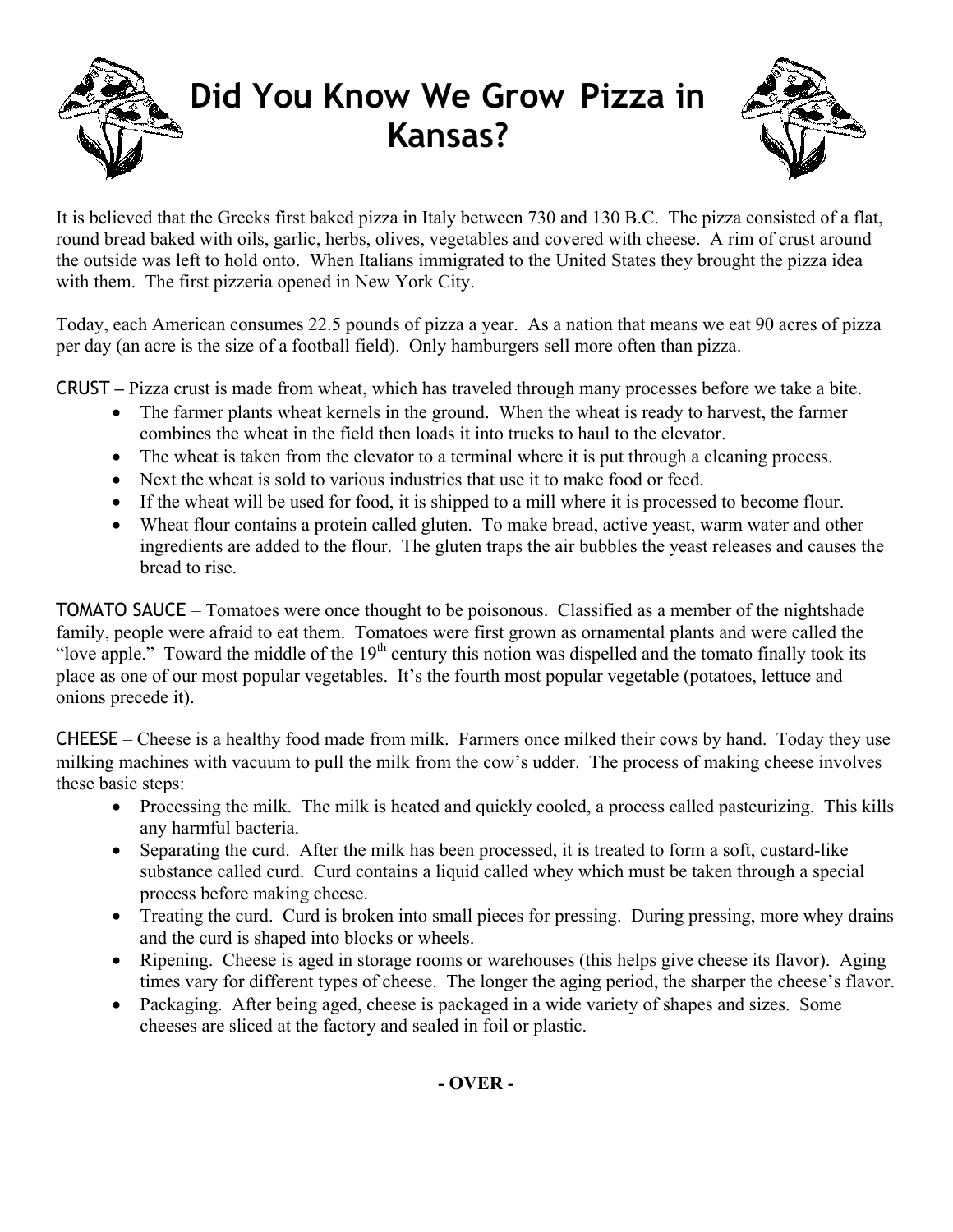# Did You Know We Grow Pizza in Kansas?

It is believed that the Greeks first baked pizza in Italy between 730 and 130 B.C. The pizza consisted of a flat, round bread baked with oils, garlic, herbs, olives, vegetables and covered with cheese. A rim of crust around the outside was left to hold onto. When Italians immigrated to the United States they brought the pizza idea with them. The first pizzeria opened in New York City.

Today, each American consumes 22.5 pounds of pizza a year. As a nation that means we eat 90 acres of pizza per day (an acre is the size of a football field). Only hamburgers sell more often than pizza.

**CRUST –** Pizza crust is made from wheat, which has traveled through many processes before we take a bite.

- The farmer plants wheat kernels in the ground. When the wheat is ready to harvest, the farmer combines the wheat in the field then loads it into trucks to haul to the elevator.
- The wheat is taken from the elevator to a terminal where it is put through a cleaning process.
- Next the wheat is sold to various industries that use it to make food or feed.
- If the wheat will be used for food, it is shipped to a mill where it is processed to become flour.
- Wheat flour contains a protein called gluten. To make bread, active yeast, warm water and other ingredients are added to the flour. The gluten traps the air bubbles the yeast releases and causes the bread to rise.

**TOMATO SAUCE** – Tomatoes were once thought to be poisonous. Classified as a member of the nightshade family, people were afraid to eat them. Tomatoes were first grown as ornamental plants and were called the "love apple." Toward the middle of the 19th century this notion was dispelled and the tomato finally took its place as one of our most popular vegetables. It's the fourth most popular vegetable (potatoes, lettuce and onions precede it).

**CHEESE** – Cheese is a healthy food made from milk. Farmers once milked their cows by hand. Today they use milking machines with vacuum to pull the milk from the cow's udder. The process of making cheese involves these basic steps:

- Processing the milk. The milk is heated and quickly cooled, a process called pasteurizing. This kills any harmful bacteria.
- Separating the curd. After the milk has been processed, it is treated to form a soft, custard-like substance called curd. Curd contains a liquid called whey which must be taken through a special process before making cheese.
- Treating the curd. Curd is broken into small pieces for pressing. During pressing, more whey drains and the curd is shaped into blocks or wheels.
- Ripening. Cheese is aged in storage rooms or warehouses (this helps give cheese its flavor). Aging times vary for different types of cheese. The longer the aging period, the sharper the cheese's flavor.
- Packaging. After being aged, cheese is packaged in a wide variety of shapes and sizes. Some cheeses are sliced at the factory and sealed in foil or plastic.

**- OVER -**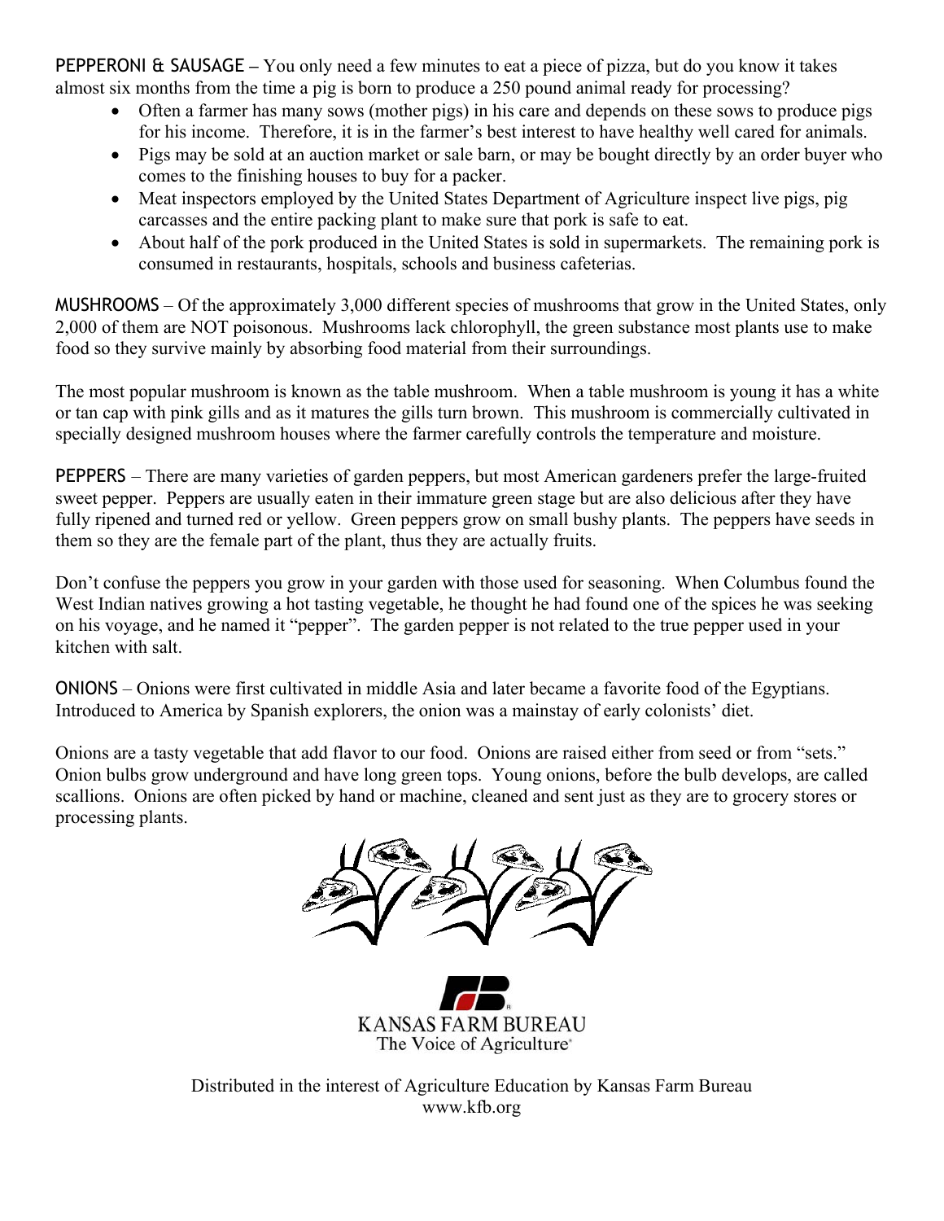**PEPPERONI & SAUSAGE** – You only need a few minutes to eat a piece of pizza, but do you know it takes almost six months from the time a pig is born to produce a 250 pound animal ready for processing?

- Often a farmer has many sows (mother pigs) in his care and depends on these sows to produce pigs for his income. Therefore, it is in the farmer's best interest to have healthy well cared for animals.
- Pigs may be sold at an auction market or sale barn, or may be bought directly by an order buyer who comes to the finishing houses to buy for a packer.
- Meat inspectors employed by the United States Department of Agriculture inspect live pigs, pig carcasses and the entire packing plant to make sure that pork is safe to eat.
- About half of the pork produced in the United States is sold in supermarkets. The remaining pork is consumed in restaurants, hospitals, schools and business cafeterias.

**MUSHROOMS** – Of the approximately 3,000 different species of mushrooms that grow in the United States, only 2,000 of them are NOT poisonous. Mushrooms lack chlorophyll, the green substance most plants use to make food so they survive mainly by absorbing food material from their surroundings.

The most popular mushroom is known as the table mushroom. When a table mushroom is young it has a white or tan cap with pink gills and as it matures the gills turn brown. This mushroom is commercially cultivated in specially designed mushroom houses where the farmer carefully controls the temperature and moisture.

**PEPPERS** – There are many varieties of garden peppers, but most American gardeners prefer the large-fruited sweet pepper. Peppers are usually eaten in their immature green stage but are also delicious after they have fully ripened and turned red or yellow. Green peppers grow on small bushy plants. The peppers have seeds in them so they are the female part of the plant, thus they are actually fruits.

Don't confuse the peppers you grow in your garden with those used for seasoning. When Columbus found the West Indian natives growing a hot tasting vegetable, he thought he had found one of the spices he was seeking on his voyage, and he named it "pepper". The garden pepper is not related to the true pepper used in your kitchen with salt.

**ONIONS** – Onions were first cultivated in middle Asia and later became a favorite food of the Egyptians. Introduced to America by Spanish explorers, the onion was a mainstay of early colonists' diet.

Onions are a tasty vegetable that add flavor to our food. Onions are raised either from seed or from "sets." Onion bulbs grow underground and have long green tops. Young onions, before the bulb develops, are called scallions. Onions are often picked by hand or machine, cleaned and sent just as they are to grocery stores or processing plants.

KANSAS FARM BUREAU
The Voice of Agriculture

Distributed in the interest of Agriculture Education by Kansas Farm Bureau
www.kfb.org